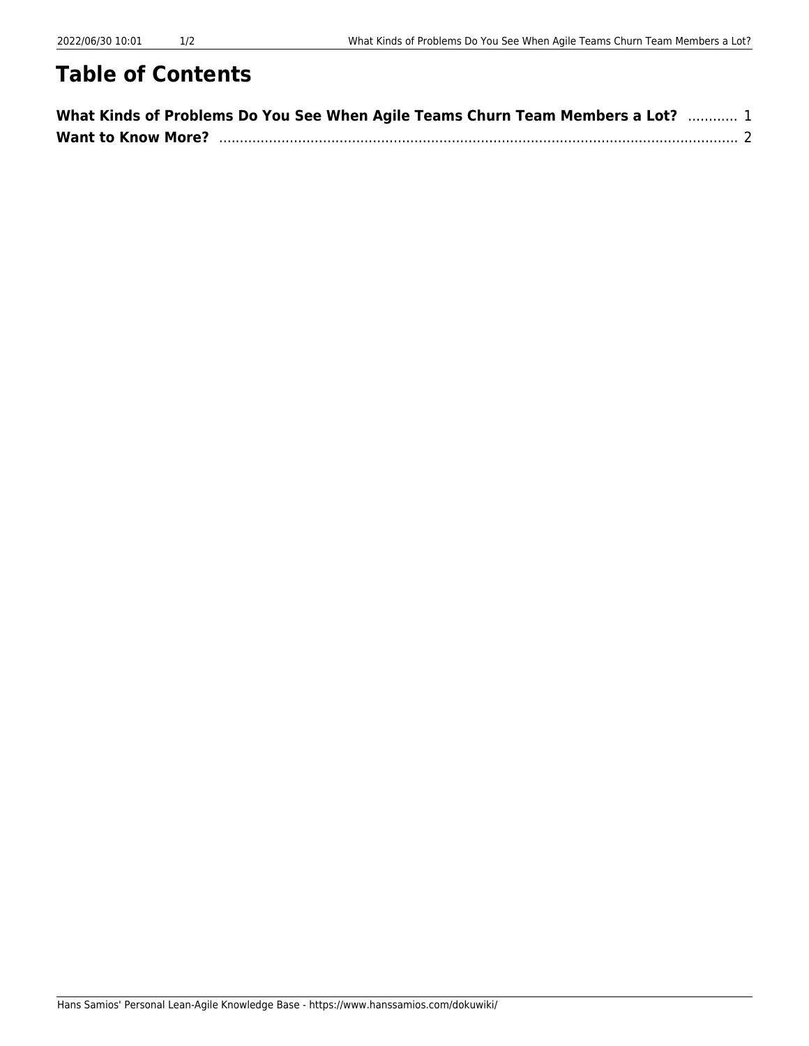# Table of Contents

**What Kinds of Problems Do You See When Agile Teams Churn Team Members a Lot?** ............ 1
**Want to Know More?** ............................................................................................................. 2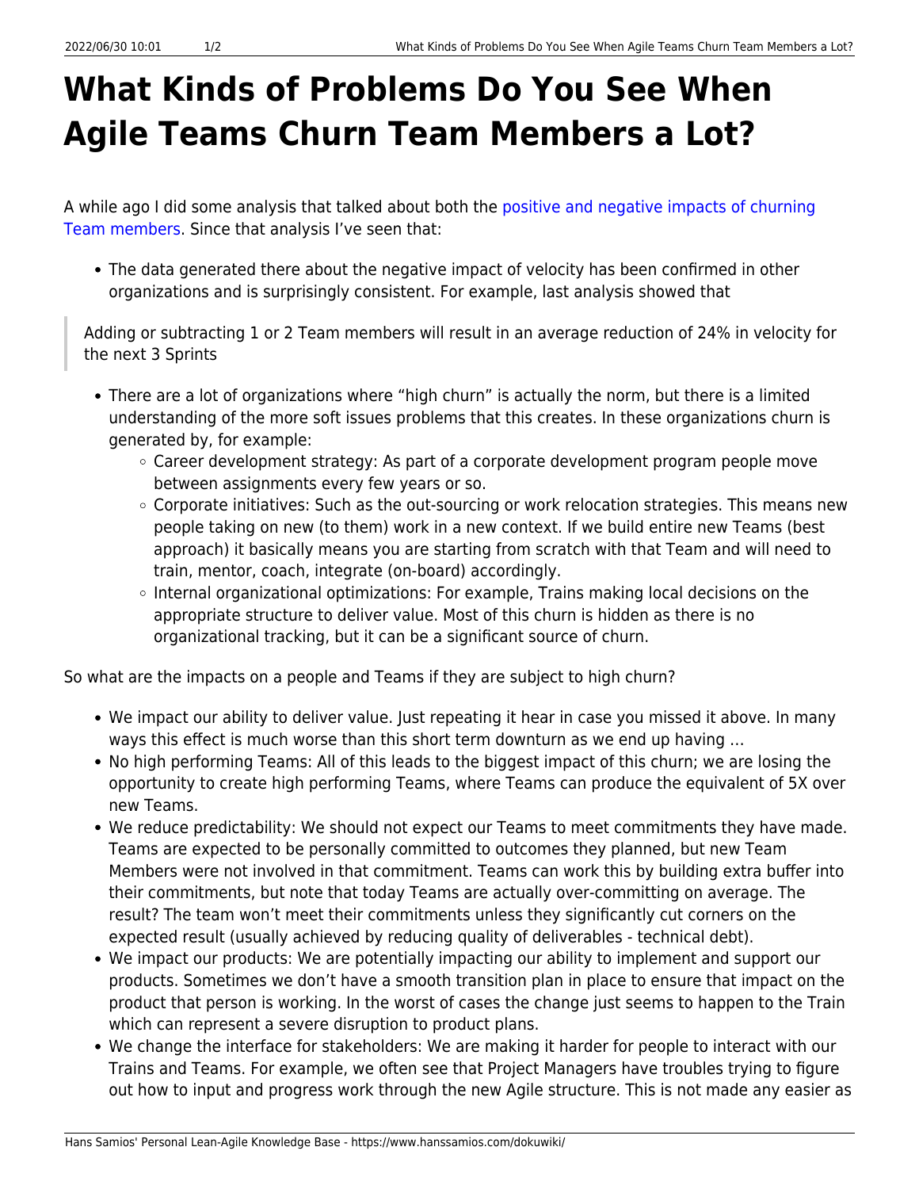# What Kinds of Problems Do You See When Agile Teams Churn Team Members a Lot?

A while ago I did some analysis that talked about both the positive and negative impacts of churning Team members. Since that analysis I've seen that:

- The data generated there about the negative impact of velocity has been confirmed in other organizations and is surprisingly consistent. For example, last analysis showed that

> Adding or subtracting 1 or 2 Team members will result in an average reduction of 24% in velocity for the next 3 Sprints

- There are a lot of organizations where "high churn" is actually the norm, but there is a limited understanding of the more soft issues problems that this creates. In these organizations churn is generated by, for example:
  - Career development strategy: As part of a corporate development program people move between assignments every few years or so.
  - Corporate initiatives: Such as the out-sourcing or work relocation strategies. This means new people taking on new (to them) work in a new context. If we build entire new Teams (best approach) it basically means you are starting from scratch with that Team and will need to train, mentor, coach, integrate (on-board) accordingly.
  - Internal organizational optimizations: For example, Trains making local decisions on the appropriate structure to deliver value. Most of this churn is hidden as there is no organizational tracking, but it can be a significant source of churn.

So what are the impacts on a people and Teams if they are subject to high churn?

- We impact our ability to deliver value. Just repeating it hear in case you missed it above. In many ways this effect is much worse than this short term downturn as we end up having …
- No high performing Teams: All of this leads to the biggest impact of this churn; we are losing the opportunity to create high performing Teams, where Teams can produce the equivalent of 5X over new Teams.
- We reduce predictability: We should not expect our Teams to meet commitments they have made. Teams are expected to be personally committed to outcomes they planned, but new Team Members were not involved in that commitment. Teams can work this by building extra buffer into their commitments, but note that today Teams are actually over-committing on average. The result? The team won't meet their commitments unless they significantly cut corners on the expected result (usually achieved by reducing quality of deliverables - technical debt).
- We impact our products: We are potentially impacting our ability to implement and support our products. Sometimes we don't have a smooth transition plan in place to ensure that impact on the product that person is working. In the worst of cases the change just seems to happen to the Train which can represent a severe disruption to product plans.
- We change the interface for stakeholders: We are making it harder for people to interact with our Trains and Teams. For example, we often see that Project Managers have troubles trying to figure out how to input and progress work through the new Agile structure. This is not made any easier as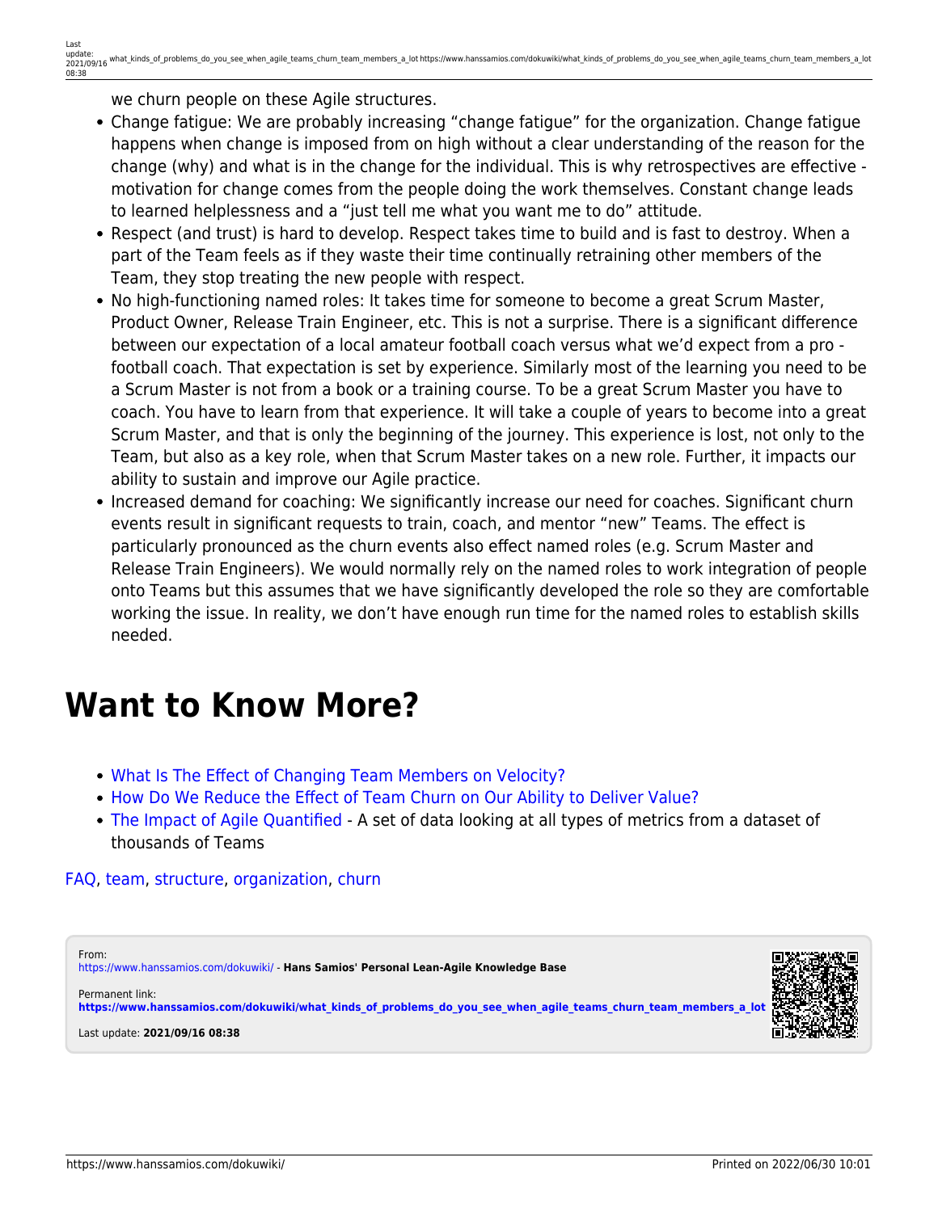we churn people on these Agile structures.

- Change fatigue: We are probably increasing "change fatigue" for the organization. Change fatigue happens when change is imposed from on high without a clear understanding of the reason for the change (why) and what is in the change for the individual. This is why retrospectives are effective - motivation for change comes from the people doing the work themselves. Constant change leads to learned helplessness and a "just tell me what you want me to do" attitude.
- Respect (and trust) is hard to develop. Respect takes time to build and is fast to destroy. When a part of the Team feels as if they waste their time continually retraining other members of the Team, they stop treating the new people with respect.
- No high-functioning named roles: It takes time for someone to become a great Scrum Master, Product Owner, Release Train Engineer, etc. This is not a surprise. There is a significant difference between our expectation of a local amateur football coach versus what we'd expect from a pro - football coach. That expectation is set by experience. Similarly most of the learning you need to be a Scrum Master is not from a book or a training course. To be a great Scrum Master you have to coach. You have to learn from that experience. It will take a couple of years to become into a great Scrum Master, and that is only the beginning of the journey. This experience is lost, not only to the Team, but also as a key role, when that Scrum Master takes on a new role. Further, it impacts our ability to sustain and improve our Agile practice.
- Increased demand for coaching: We significantly increase our need for coaches. Significant churn events result in significant requests to train, coach, and mentor "new" Teams. The effect is particularly pronounced as the churn events also effect named roles (e.g. Scrum Master and Release Train Engineers). We would normally rely on the named roles to work integration of people onto Teams but this assumes that we have significantly developed the role so they are comfortable working the issue. In reality, we don't have enough run time for the named roles to establish skills needed.

# Want to Know More?

- What Is The Effect of Changing Team Members on Velocity?
- How Do We Reduce the Effect of Team Churn on Our Ability to Deliver Value?
- The Impact of Agile Quantified - A set of data looking at all types of metrics from a dataset of thousands of Teams

FAQ, team, structure, organization, churn

From:
https://www.hanssamios.com/dokuwiki/ - **Hans Samios' Personal Lean-Agile Knowledge Base**

Permanent link:
**https://www.hanssamios.com/dokuwiki/what_kinds_of_problems_do_you_see_when_agile_teams_churn_team_members_a_lot**

Last update: **2021/09/16 08:38**